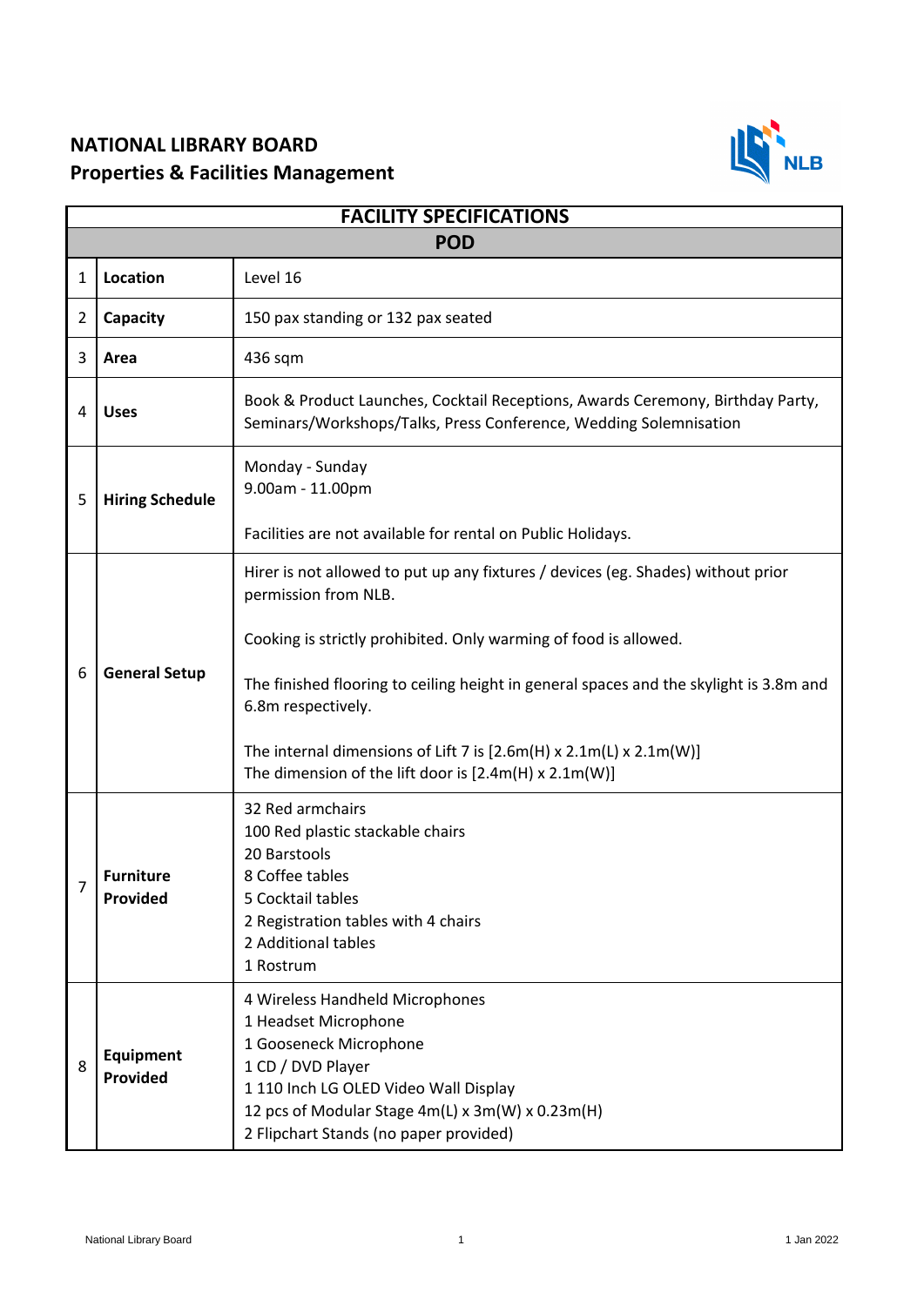# NATIONAL LIBRARY BOARD
## Properties & Facilities Management

| FACILITY SPECIFICATIONS | | |
|---|---|---|
| **POD** | | |
| 1 | **Location** | Level 16 |
| 2 | **Capacity** | 150 pax standing or 132 pax seated |
| 3 | **Area** | 436 sqm |
| 4 | **Uses** | Book & Product Launches, Cocktail Receptions, Awards Ceremony, Birthday Party, Seminars/Workshops/Talks, Press Conference, Wedding Solemnisation |
| 5 | **Hiring Schedule** | Monday - Sunday<br>9.00am - 11.00pm<br><br>Facilities are not available for rental on Public Holidays. |
| 6 | **General Setup** | Hirer is not allowed to put up any fixtures / devices (eg. Shades) without prior permission from NLB.<br><br>Cooking is strictly prohibited. Only warming of food is allowed.<br><br>The finished flooring to ceiling height in general spaces and the skylight is 3.8m and 6.8m respectively.<br><br>The internal dimensions of Lift 7 is [2.6m(H) x 2.1m(L) x 2.1m(W)]<br>The dimension of the lift door is [2.4m(H) x 2.1m(W)] |
| 7 | **Furniture Provided** | 32 Red armchairs<br>100 Red plastic stackable chairs<br>20 Barstools<br>8 Coffee tables<br>5 Cocktail tables<br>2 Registration tables with 4 chairs<br>2 Additional tables<br>1 Rostrum |
| 8 | **Equipment Provided** | 4 Wireless Handheld Microphones<br>1 Headset Microphone<br>1 Gooseneck Microphone<br>1 CD / DVD Player<br>1 110 Inch LG OLED Video Wall Display<br>12 pcs of Modular Stage 4m(L) x 3m(W) x 0.23m(H)<br>2 Flipchart Stands (no paper provided) |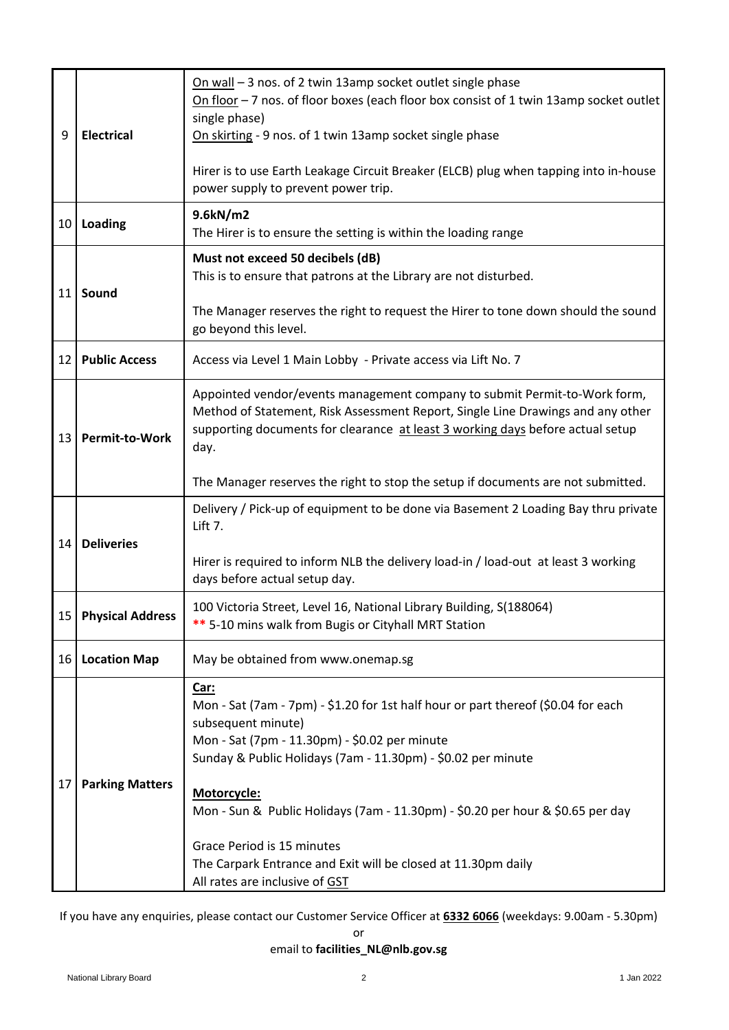| | | |
|---|---|---|
| 9 | **Electrical** | <u>On wall</u> – 3 nos. of 2 twin 13amp socket outlet single phase<br><u>On floor</u> – 7 nos. of floor boxes (each floor box consist of 1 twin 13amp socket outlet single phase)<br><u>On skirting</u> - 9 nos. of 1 twin 13amp socket single phase<br><br>Hirer is to use Earth Leakage Circuit Breaker (ELCB) plug when tapping into in-house power supply to prevent power trip. |
| 10 | **Loading** | **9.6kN/m2**<br>The Hirer is to ensure the setting is within the loading range |
| 11 | **Sound** | **Must not exceed 50 decibels (dB)**<br>This is to ensure that patrons at the Library are not disturbed.<br><br>The Manager reserves the right to request the Hirer to tone down should the sound go beyond this level. |
| 12 | **Public Access** | Access via Level 1 Main Lobby - Private access via Lift No. 7 |
| 13 | **Permit-to-Work** | Appointed vendor/events management company to submit Permit-to-Work form, Method of Statement, Risk Assessment Report, Single Line Drawings and any other supporting documents for clearance <u>at least 3 working days</u> before actual setup day.<br><br>The Manager reserves the right to stop the setup if documents are not submitted. |
| 14 | **Deliveries** | Delivery / Pick-up of equipment to be done via Basement 2 Loading Bay thru private Lift 7.<br><br>Hirer is required to inform NLB the delivery load-in / load-out at least 3 working days before actual setup day. |
| 15 | **Physical Address** | 100 Victoria Street, Level 16, National Library Building, S(188064)<br>** 5-10 mins walk from Bugis or Cityhall MRT Station |
| 16 | **Location Map** | May be obtained from www.onemap.sg |
| 17 | **Parking Matters** | **<u>Car:</u>**<br>Mon - Sat (7am - 7pm) - $1.20 for 1st half hour or part thereof ($0.04 for each subsequent minute)<br>Mon - Sat (7pm - 11.30pm) - $0.02 per minute<br>Sunday & Public Holidays (7am - 11.30pm) - $0.02 per minute<br><br>**<u>Motorcycle:</u>**<br>Mon - Sun & Public Holidays (7am - 11.30pm) - $0.20 per hour & $0.65 per day<br><br>Grace Period is 15 minutes<br>The Carpark Entrance and Exit will be closed at 11.30pm daily<br>All rates are inclusive of <u>GST</u> |

If you have any enquiries, please contact our Customer Service Officer at **<u>6332 6066</u>** (weekdays: 9.00am - 5.30pm)

or

email to **facilities_NL@nlb.gov.sg**

National Library Board

1 Jan 2022